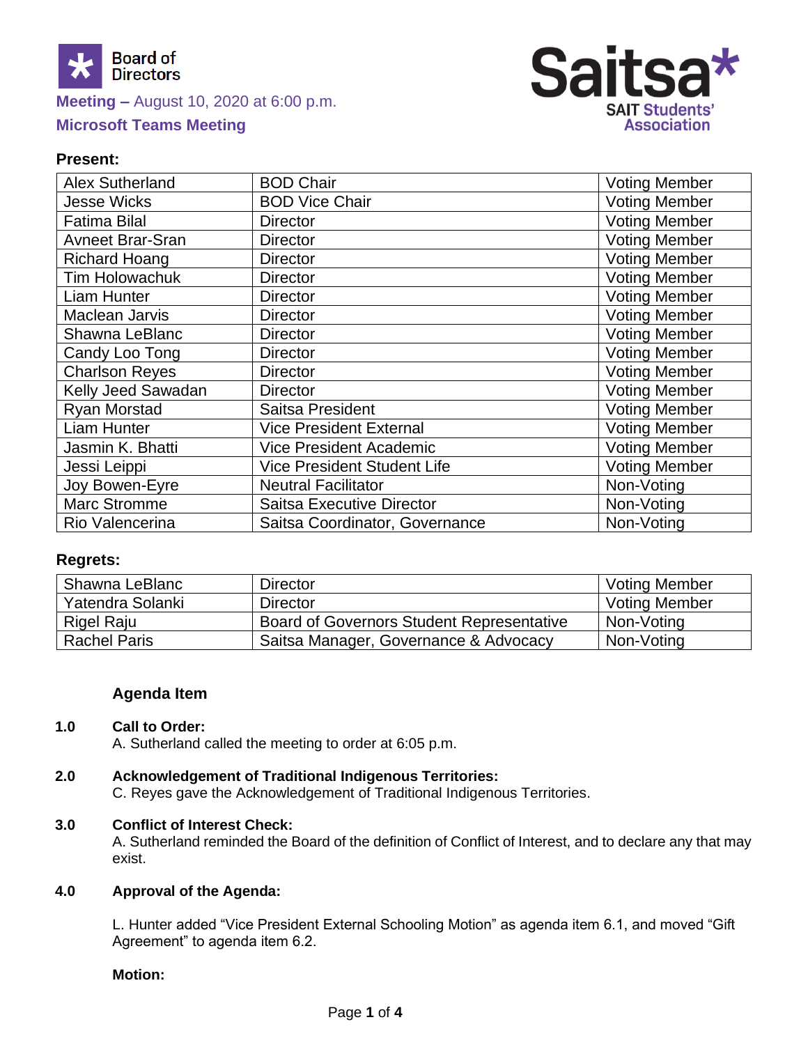Board of Directors

**Meeting –** August 10, 2020 at 6:00 p.m.

**Microsoft Teams Meeting**

Saitsa* SAIT Students' Association

**Present:**

| | | |
|---|---|---|
| Alex Sutherland | BOD Chair | Voting Member |
| Jesse Wicks | BOD Vice Chair | Voting Member |
| Fatima Bilal | Director | Voting Member |
| Avneet Brar-Sran | Director | Voting Member |
| Richard Hoang | Director | Voting Member |
| Tim Holowachuk | Director | Voting Member |
| Liam Hunter | Director | Voting Member |
| Maclean Jarvis | Director | Voting Member |
| Shawna LeBlanc | Director | Voting Member |
| Candy Loo Tong | Director | Voting Member |
| Charlson Reyes | Director | Voting Member |
| Kelly Jeed Sawadan | Director | Voting Member |
| Ryan Morstad | Saitsa President | Voting Member |
| Liam Hunter | Vice President External | Voting Member |
| Jasmin K. Bhatti | Vice President Academic | Voting Member |
| Jessi Leippi | Vice President Student Life | Voting Member |
| Joy Bowen-Eyre | Neutral Facilitator | Non-Voting |
| Marc Stromme | Saitsa Executive Director | Non-Voting |
| Rio Valencerina | Saitsa Coordinator, Governance | Non-Voting |

**Regrets:**

| | | |
|---|---|---|
| Shawna LeBlanc | Director | Voting Member |
| Yatendra Solanki | Director | Voting Member |
| Rigel Raju | Board of Governors Student Representative | Non-Voting |
| Rachel Paris | Saitsa Manager, Governance & Advocacy | Non-Voting |

**Agenda Item**

**1.0 Call to Order:**
A. Sutherland called the meeting to order at 6:05 p.m.

**2.0 Acknowledgement of Traditional Indigenous Territories:**
C. Reyes gave the Acknowledgement of Traditional Indigenous Territories.

**3.0 Conflict of Interest Check:**
A. Sutherland reminded the Board of the definition of Conflict of Interest, and to declare any that may exist.

**4.0 Approval of the Agenda:**

L. Hunter added "Vice President External Schooling Motion" as agenda item 6.1, and moved "Gift Agreement" to agenda item 6.2.

**Motion:**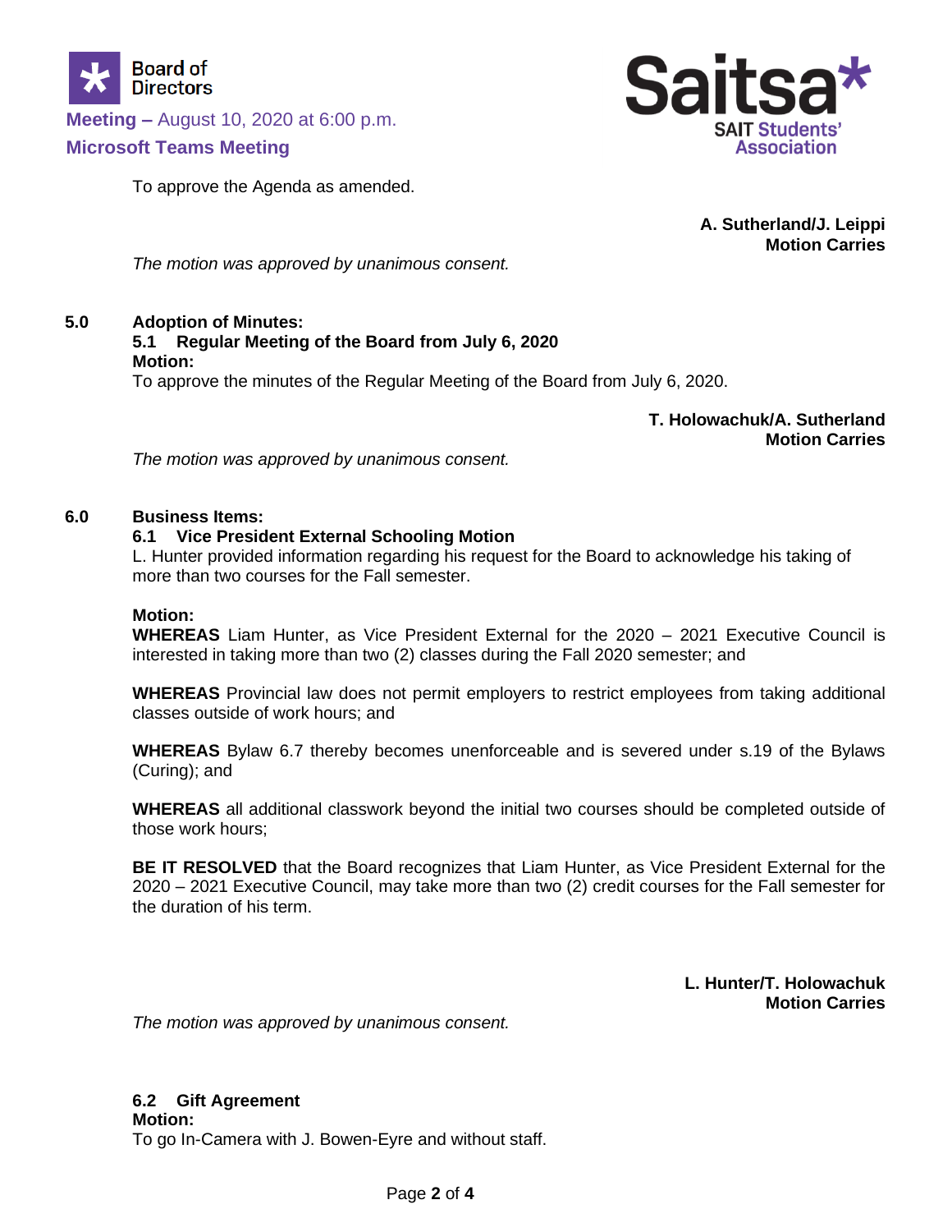To approve the Agenda as amended.

**A. Sutherland/J. Leippi**
**Motion Carries**

*The motion was approved by unanimous consent.*

## 5.0 Adoption of Minutes:

### 5.1 Regular Meeting of the Board from July 6, 2020

**Motion:**
To approve the minutes of the Regular Meeting of the Board from July 6, 2020.

**T. Holowachuk/A. Sutherland**
**Motion Carries**

*The motion was approved by unanimous consent.*

## 6.0 Business Items:

### 6.1 Vice President External Schooling Motion

L. Hunter provided information regarding his request for the Board to acknowledge his taking of more than two courses for the Fall semester.

**Motion:**
**WHEREAS** Liam Hunter, as Vice President External for the 2020 – 2021 Executive Council is interested in taking more than two (2) classes during the Fall 2020 semester; and

**WHEREAS** Provincial law does not permit employers to restrict employees from taking additional classes outside of work hours; and

**WHEREAS** Bylaw 6.7 thereby becomes unenforceable and is severed under s.19 of the Bylaws (Curing); and

**WHEREAS** all additional classwork beyond the initial two courses should be completed outside of those work hours;

**BE IT RESOLVED** that the Board recognizes that Liam Hunter, as Vice President External for the 2020 – 2021 Executive Council, may take more than two (2) credit courses for the Fall semester for the duration of his term.

**L. Hunter/T. Holowachuk**
**Motion Carries**

*The motion was approved by unanimous consent.*

### 6.2 Gift Agreement

**Motion:**
To go In-Camera with J. Bowen-Eyre and without staff.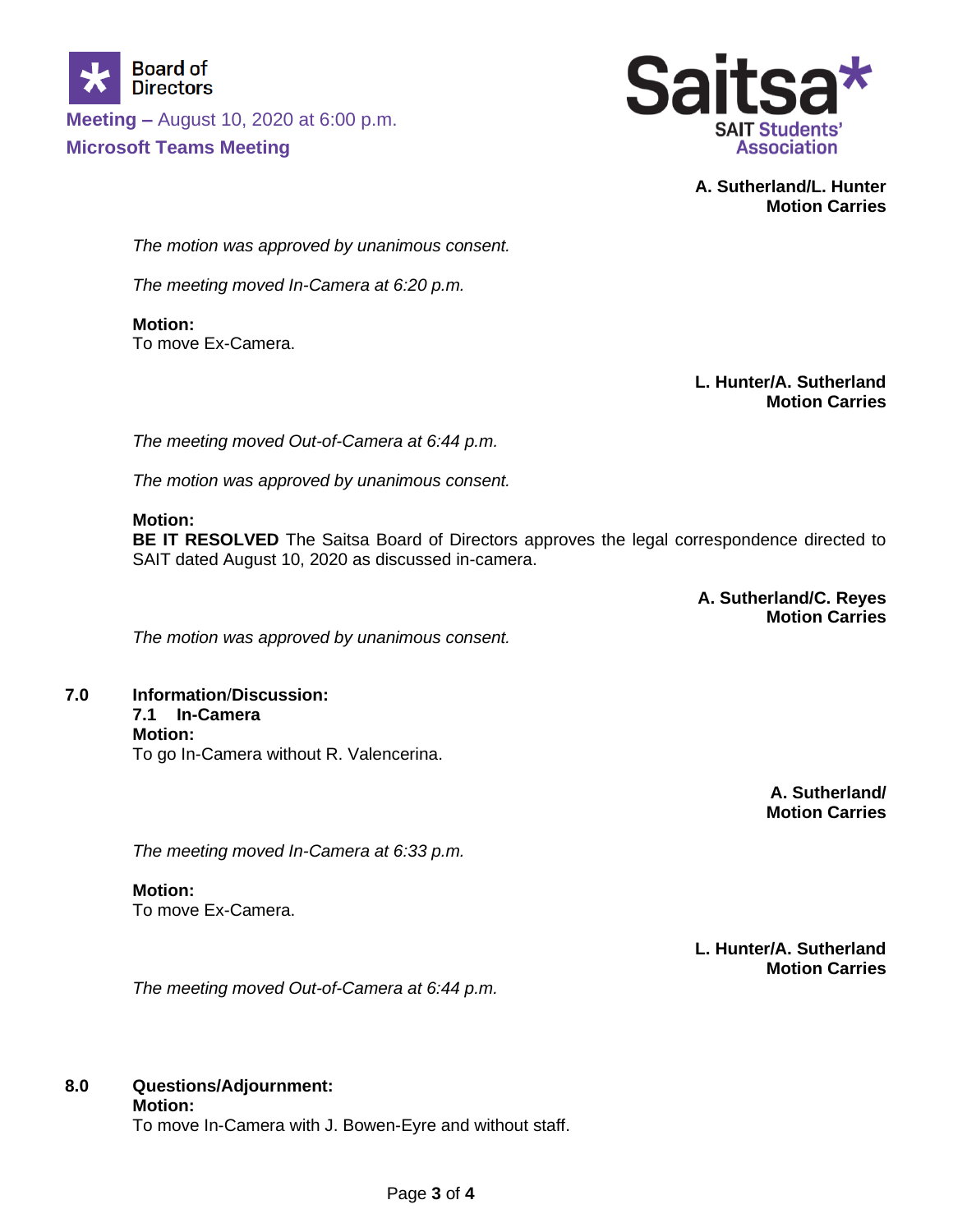**A. Sutherland/L. Hunter**
**Motion Carries**

*The motion was approved by unanimous consent.*

*The meeting moved In-Camera at 6:20 p.m.*

**Motion:**
To move Ex-Camera.

**L. Hunter/A. Sutherland**
**Motion Carries**

*The meeting moved Out-of-Camera at 6:44 p.m.*

*The motion was approved by unanimous consent.*

**Motion:**
**BE IT RESOLVED** The Saitsa Board of Directors approves the legal correspondence directed to SAIT dated August 10, 2020 as discussed in-camera.

**A. Sutherland/C. Reyes**
**Motion Carries**

*The motion was approved by unanimous consent.*

## 7.0 Information/Discussion:

### 7.1 In-Camera

**Motion:**
To go In-Camera without R. Valencerina.

**A. Sutherland/**
**Motion Carries**

*The meeting moved In-Camera at 6:33 p.m.*

**Motion:**
To move Ex-Camera.

**L. Hunter/A. Sutherland**
**Motion Carries**

*The meeting moved Out-of-Camera at 6:44 p.m.*

## 8.0 Questions/Adjournment:

**Motion:**
To move In-Camera with J. Bowen-Eyre and without staff.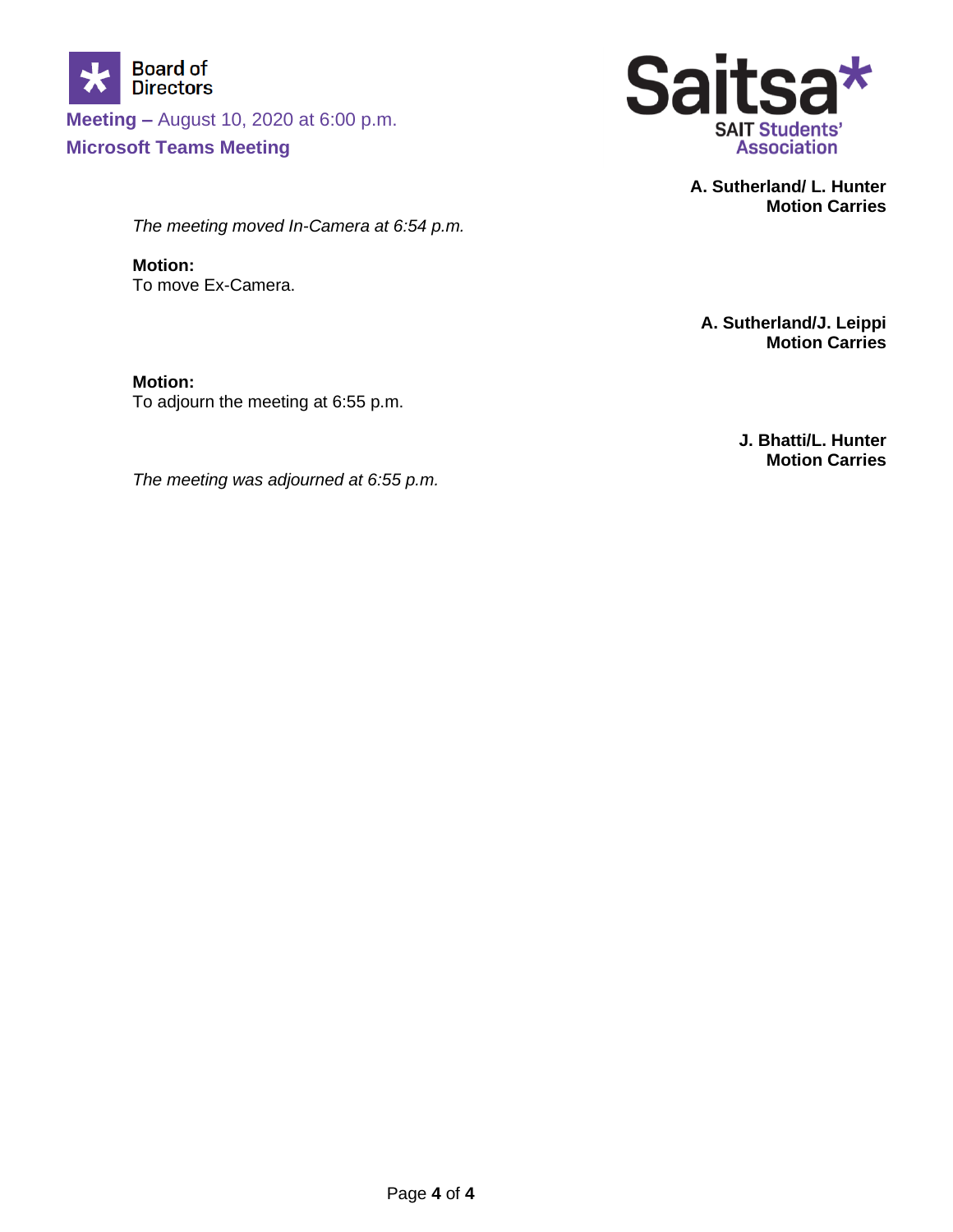**Meeting –** August 10, 2020 at 6:00 p.m.
**Microsoft Teams Meeting**

**A. Sutherland/ L. Hunter**
**Motion Carries**

*The meeting moved In-Camera at 6:54 p.m.*

**Motion:**
To move Ex-Camera.

**A. Sutherland/J. Leippi**
**Motion Carries**

**Motion:**
To adjourn the meeting at 6:55 p.m.

**J. Bhatti/L. Hunter**
**Motion Carries**

*The meeting was adjourned at 6:55 p.m.*